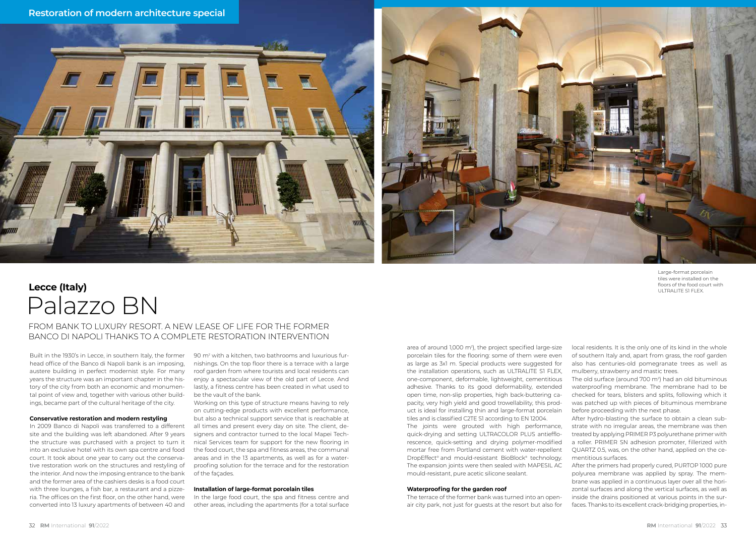Restoration of modern architecture special

## Lecce (Italy)

# Palazzo BN

FROM BANK TO LUXURY RESORT. A NEW LEASE OF LIFE FOR THE FORMER BANCO DI NAPOLI THANKS TO A COMPLETE RESTORATION INTERVENTION

Large-format porcelain tiles were installed on the floors of the food court with ULTRALITE S1 FLEX.

Built in the 1930's in Lecce, in southern Italy, the former head office of the Banco di Napoli bank is an imposing, austere building in perfect modernist style. For many years the structure was an important chapter in the history of the city from both an economic and monumental point of view and, together with various other buildings, became part of the cultural heritage of the city.

### Conservative restoration and modern restyling

In 2009 Banco di Napoli was transferred to a different site and the building was left abandoned. After 9 years the structure was purchased with a project to turn it into an exclusive hotel with its own spa centre and food court. It took about one year to carry out the conservative restoration work on the structures and restyling of the interior. And now the imposing entrance to the bank and the former area of the cashiers desks is a food court with three lounges, a fish bar, a restaurant and a pizzeria. The offices on the first floor, on the other hand, were converted into 13 luxury apartments of between 40 and 90 m² with a kitchen, two bathrooms and luxurious furnishings. On the top floor there is a terrace with a large roof garden from where tourists and local residents can enjoy a spectacular view of the old part of Lecce. And lastly, a fitness centre has been created in what used to be the vault of the bank.

Working on this type of structure means having to rely on cutting-edge products with excellent performance, but also a technical support service that is reachable at all times and present every day on site. The client, designers and contractor turned to the local Mapei Technical Services team for support for the new flooring in the food court, the spa and fitness areas, the communal areas and in the 13 apartments, as well as for a waterproofing solution for the terrace and for the restoration of the façades.

### Installation of large-format porcelain tiles

In the large food court, the spa and fitness centre and other areas, including the apartments (for a total surface area of around 1,000 m²), the project specified large-size porcelain tiles for the flooring: some of them were even as large as 3x1 m. Special products were suggested for the installation operations, such as ULTRALITE S1 FLEX, one-component, deformable, lightweight, cementitious adhesive. Thanks to its good deformability, extended open time, non-slip properties, high back-buttering capacity, very high yield and good trowellability, this product is ideal for installing thin and large-format porcelain tiles and is classified C2TE S1 according to EN 12004.

The joints were grouted with high performance, quick-drying and setting ULTRACOLOR PLUS antiefflorescence, quick-setting and drying polymer-modified mortar free from Portland cement with water-repellent DropEffect® and mould-resistant BioBlock® technology. The expansion joints were then sealed with MAPESIL AC mould-resistant, pure acetic silicone sealant.

### Waterproofing for the garden roof

The terrace of the former bank was turned into an open-air city park, not just for guests at the resort but also for local residents. It is the only one of its kind in the whole of southern Italy and, apart from grass, the roof garden also has centuries-old pomegranate trees as well as mulberry, strawberry and mastic trees.

The old surface (around 700 m²) had an old bituminous waterproofing membrane. The membrane had to be checked for tears, blisters and splits, following which it was patched up with pieces of bituminous membrane before proceeding with the next phase.

After hydro-blasting the surface to obtain a clean substrate with no irregular areas, the membrane was then treated by applying PRIMER P3 polyurethane primer with a roller. PRIMER SN adhesion promoter, fillerized with QUARTZ 0.5, was, on the other hand, applied on the cementitious surfaces.

After the primers had properly cured, PURTOP 1000 pure polyurea membrane was applied by spray. The membrane was applied in a continuous layer over all the horizontal surfaces and along the vertical surfaces, as well as inside the drains positioned at various points in the surfaces. Thanks to its excellent crack-bridging properties, in-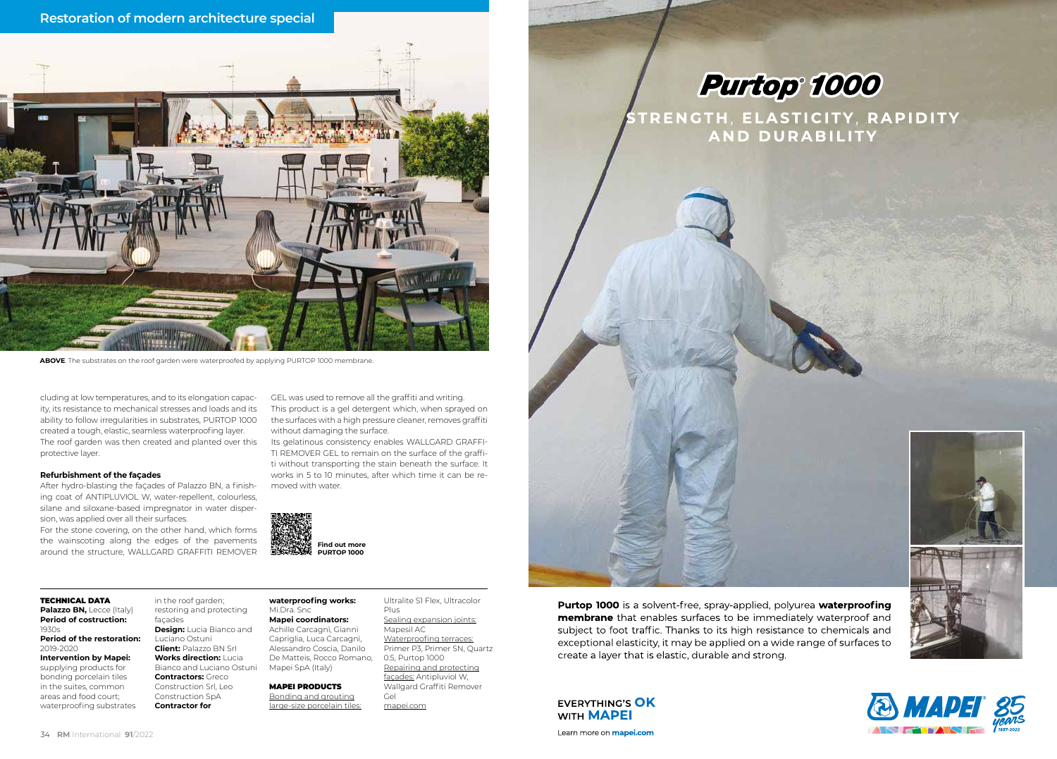**ABOVE**. The substrates on the roof garden were waterproofed by applying PURTOP 1000 membrane.

cluding at low temperatures, and to its elongation capacity, its resistance to mechanical stresses and loads and its ability to follow irregularities in substrates, PURTOP 1000 created a tough, elastic, seamless waterproofing layer. The roof garden was then created and planted over this protective layer.

### Refurbishment of the façades

After hydro-blasting the façades of Palazzo BN, a finishing coat of ANTIPLUVIOL W, water-repellent, colourless, silane and siloxane-based impregnator in water dispersion, was applied over all their surfaces.

For the stone covering, on the other hand, which forms the wainscoting along the edges of the pavements around the structure, WALLGARD GRAFFITI REMOVER GEL was used to remove all the graffiti and writing. This product is a gel detergent which, when sprayed on the surfaces with a high pressure cleaner, removes graffiti without damaging the surface.

Its gelatinous consistency enables WALLGARD GRAFFITI REMOVER GEL to remain on the surface of the graffiti without transporting the stain beneath the surface. It works in 5 to 10 minutes, after which time it can be removed with water.

**Find out more PURTOP 1000**

### TECHNICAL DATA

**Palazzo BN,** Lecce (Italy)
**Period of costruction:** 1930s
**Period of the restoration:** 2019-2020
**Intervention by Mapei:** supplying products for bonding porcelain tiles in the suites, common areas and food court; waterproofing substrates in the roof garden; restoring and protecting façades
**Design:** Lucia Bianco and Luciano Ostuni
**Client:** Palazzo BN Srl
**Works direction:** Lucia Bianco and Luciano Ostuni
**Contractors:** Greco Construction Srl, Leo Construction SpA
**Contractor for waterproofing works:** Mi.Dra. Snc
**Mapei coordinators:** Achille Carcagnì, Gianni Capriglia, Luca Carcagnì, Alessandro Coscia, Danilo De Matteis, Rocco Romano, Mapei SpA (Italy)

### MAPEI PRODUCTS

Bonding and grouting large-size porcelain tiles: Ultralite S1 Flex, Ultracolor Plus
Sealing expansion joints: Mapesil AC
Waterproofing terraces: Primer P3, Primer SN, Quartz 0.5, Purtop 1000
Repairing and protecting façades: Antipluviol W, Wallgard Graffiti Remover Gel
mapei.com

# Purtop® 1000

## STRENGTH, ELASTICITY, RAPIDITY AND DURABILITY

**Purtop 1000** is a solvent-free, spray-applied, polyurea **waterproofing membrane** that enables surfaces to be immediately waterproof and subject to foot traffic. Thanks to its high resistance to chemicals and exceptional elasticity, it may be applied on a wide range of surfaces to create a layer that is elastic, durable and strong.

EVERYTHING'S OK WITH MAPEI

Learn more on **mapei.com**